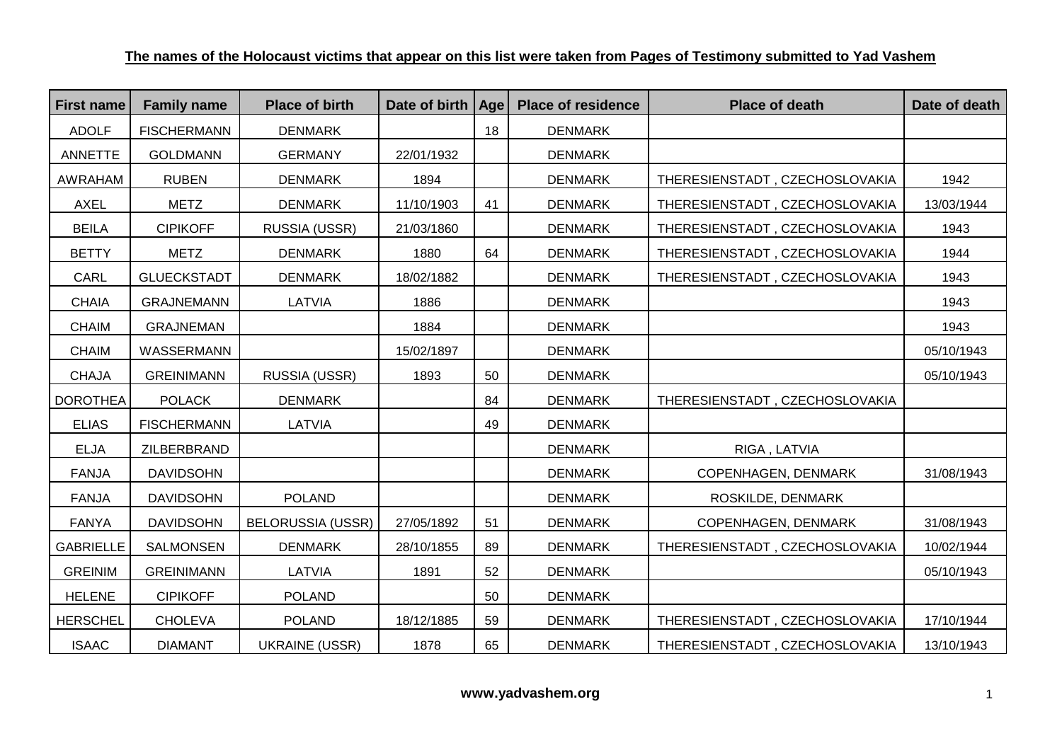**The names of the Holocaust victims that appear on this list were taken from Pages of Testimony submitted to Yad Vashem**

| First name | Family name | Place of birth | Date of birth | Age | Place of residence | Place of death | Date of death |
|---|---|---|---|---|---|---|---|
| ADOLF | FISCHERMANN | DENMARK | | 18 | DENMARK | | |
| ANNETTE | GOLDMANN | GERMANY | 22/01/1932 | | DENMARK | | |
| AWRAHAM | RUBEN | DENMARK | 1894 | | DENMARK | THERESIENSTADT , CZECHOSLOVAKIA | 1942 |
| AXEL | METZ | DENMARK | 11/10/1903 | 41 | DENMARK | THERESIENSTADT , CZECHOSLOVAKIA | 13/03/1944 |
| BEILA | CIPIKOFF | RUSSIA (USSR) | 21/03/1860 | | DENMARK | THERESIENSTADT , CZECHOSLOVAKIA | 1943 |
| BETTY | METZ | DENMARK | 1880 | 64 | DENMARK | THERESIENSTADT , CZECHOSLOVAKIA | 1944 |
| CARL | GLUECKSTADT | DENMARK | 18/02/1882 | | DENMARK | THERESIENSTADT , CZECHOSLOVAKIA | 1943 |
| CHAIA | GRAJNEMANN | LATVIA | 1886 | | DENMARK | | 1943 |
| CHAIM | GRAJNEMAN | | 1884 | | DENMARK | | 1943 |
| CHAIM | WASSERMANN | | 15/02/1897 | | DENMARK | | 05/10/1943 |
| CHAJA | GREINIMANN | RUSSIA (USSR) | 1893 | 50 | DENMARK | | 05/10/1943 |
| DOROTHEA | POLACK | DENMARK | | 84 | DENMARK | THERESIENSTADT , CZECHOSLOVAKIA | |
| ELIAS | FISCHERMANN | LATVIA | | 49 | DENMARK | | |
| ELJA | ZILBERBRAND | | | | DENMARK | RIGA , LATVIA | |
| FANJA | DAVIDSOHN | | | | DENMARK | COPENHAGEN, DENMARK | 31/08/1943 |
| FANJA | DAVIDSOHN | POLAND | | | DENMARK | ROSKILDE, DENMARK | |
| FANYA | DAVIDSOHN | BELORUSSIA (USSR) | 27/05/1892 | 51 | DENMARK | COPENHAGEN, DENMARK | 31/08/1943 |
| GABRIELLE | SALMONSEN | DENMARK | 28/10/1855 | 89 | DENMARK | THERESIENSTADT , CZECHOSLOVAKIA | 10/02/1944 |
| GREINIM | GREINIMANN | LATVIA | 1891 | 52 | DENMARK | | 05/10/1943 |
| HELENE | CIPIKOFF | POLAND | | 50 | DENMARK | | |
| HERSCHEL | CHOLEVA | POLAND | 18/12/1885 | 59 | DENMARK | THERESIENSTADT , CZECHOSLOVAKIA | 17/10/1944 |
| ISAAC | DIAMANT | UKRAINE (USSR) | 1878 | 65 | DENMARK | THERESIENSTADT , CZECHOSLOVAKIA | 13/10/1943 |

**www.yadvashem.org**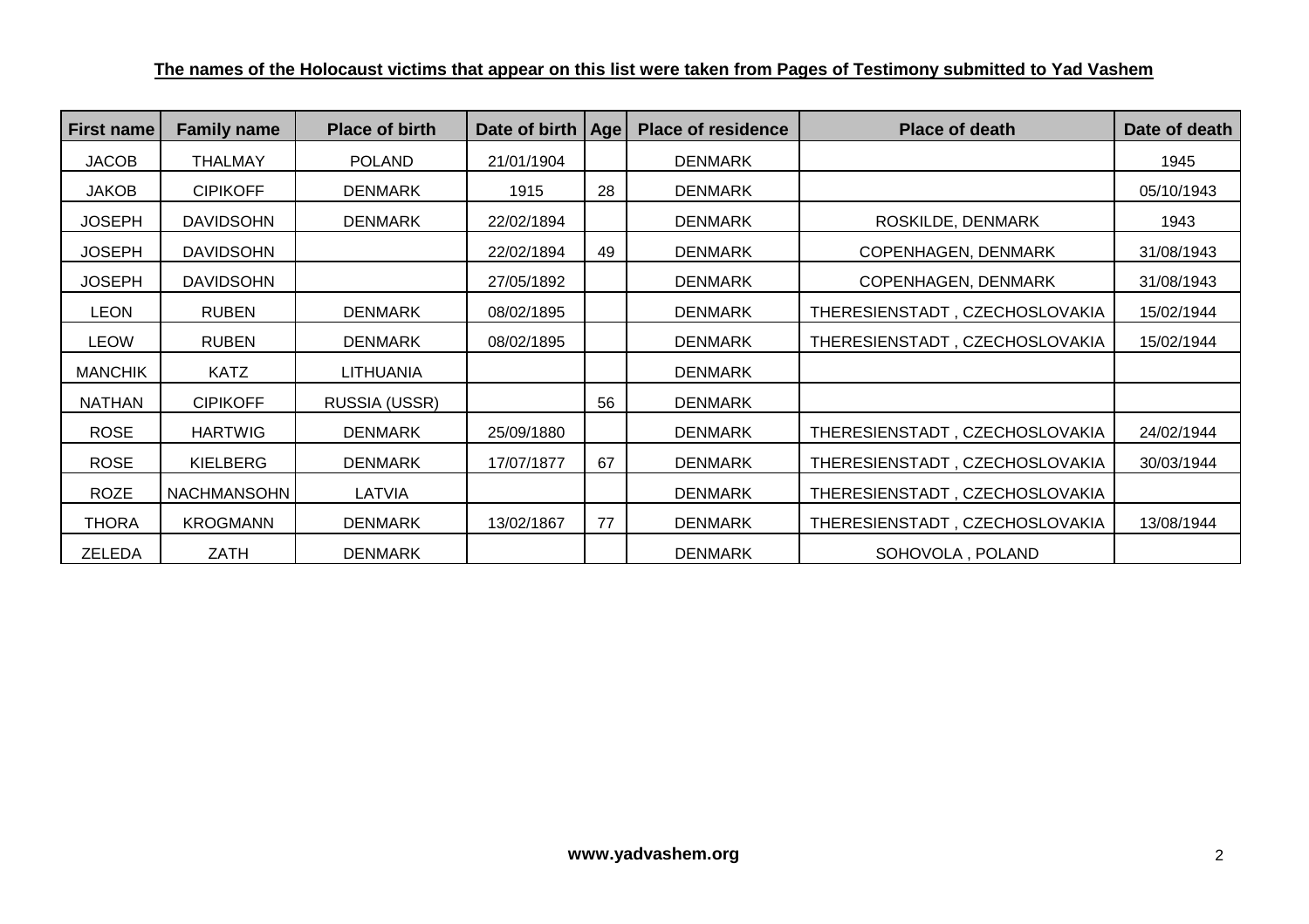**The names of the Holocaust victims that appear on this list were taken from Pages of Testimony submitted to Yad Vashem**

| First name | Family name | Place of birth | Date of birth | Age | Place of residence | Place of death | Date of death |
|---|---|---|---|---|---|---|---|
| JACOB | THALMAY | POLAND | 21/01/1904 | | DENMARK | | 1945 |
| JAKOB | CIPIKOFF | DENMARK | 1915 | 28 | DENMARK | | 05/10/1943 |
| JOSEPH | DAVIDSOHN | DENMARK | 22/02/1894 | | DENMARK | ROSKILDE, DENMARK | 1943 |
| JOSEPH | DAVIDSOHN | | 22/02/1894 | 49 | DENMARK | COPENHAGEN, DENMARK | 31/08/1943 |
| JOSEPH | DAVIDSOHN | | 27/05/1892 | | DENMARK | COPENHAGEN, DENMARK | 31/08/1943 |
| LEON | RUBEN | DENMARK | 08/02/1895 | | DENMARK | THERESIENSTADT , CZECHOSLOVAKIA | 15/02/1944 |
| LEOW | RUBEN | DENMARK | 08/02/1895 | | DENMARK | THERESIENSTADT , CZECHOSLOVAKIA | 15/02/1944 |
| MANCHIK | KATZ | LITHUANIA | | | DENMARK | | |
| NATHAN | CIPIKOFF | RUSSIA (USSR) | | 56 | DENMARK | | |
| ROSE | HARTWIG | DENMARK | 25/09/1880 | | DENMARK | THERESIENSTADT , CZECHOSLOVAKIA | 24/02/1944 |
| ROSE | KIELBERG | DENMARK | 17/07/1877 | 67 | DENMARK | THERESIENSTADT , CZECHOSLOVAKIA | 30/03/1944 |
| ROZE | NACHMANSOHN | LATVIA | | | DENMARK | THERESIENSTADT , CZECHOSLOVAKIA | |
| THORA | KROGMANN | DENMARK | 13/02/1867 | 77 | DENMARK | THERESIENSTADT , CZECHOSLOVAKIA | 13/08/1944 |
| ZELEDA | ZATH | DENMARK | | | DENMARK | SOHOVOLA , POLAND | |

**www.yadvashem.org**